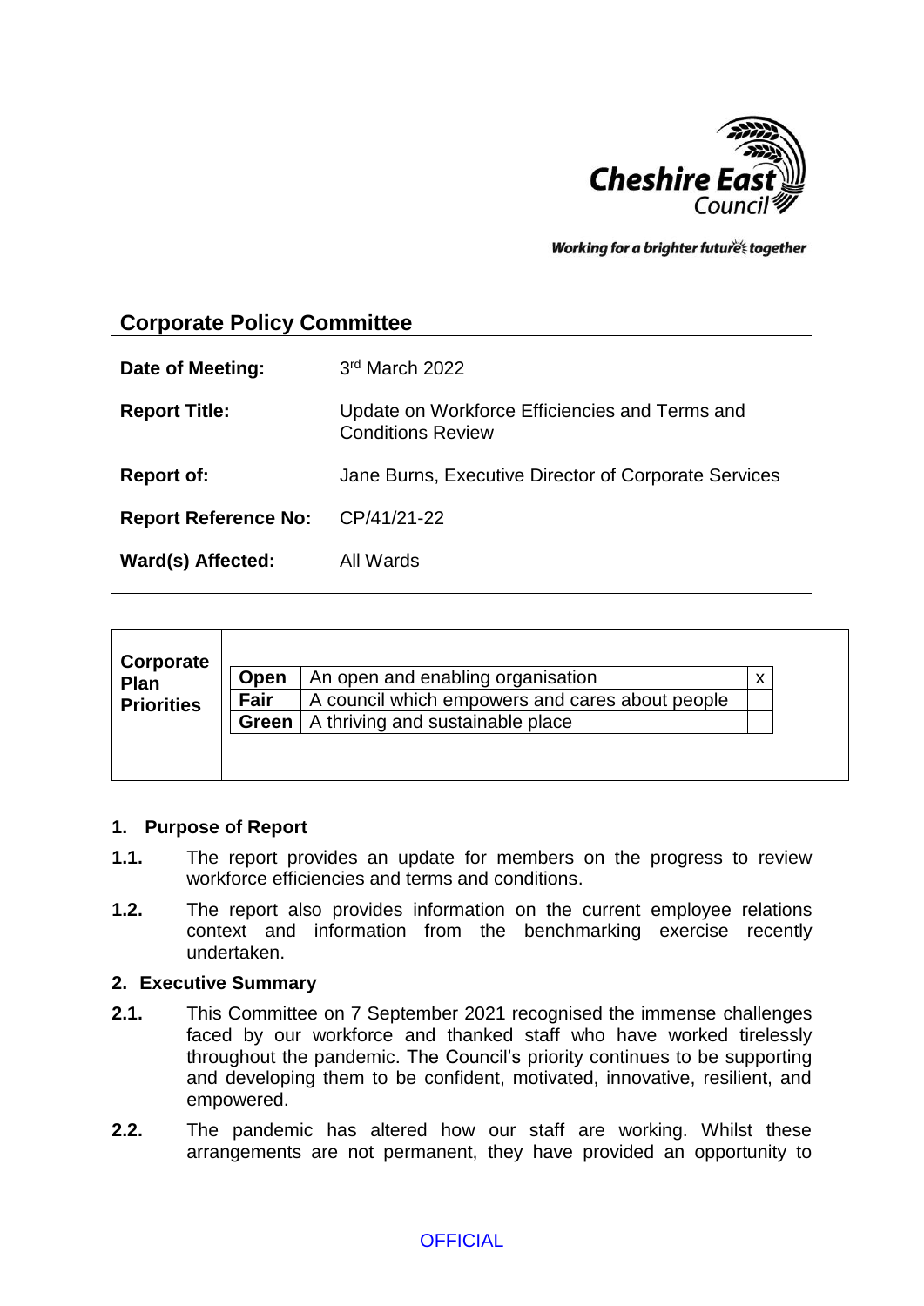Cheshire East Council

*Working for a brighter future together*

## Corporate Policy Committee

| | |
|---|---|
| **Date of Meeting:** | 3rd March 2022 |
| **Report Title:** | Update on Workforce Efficiencies and Terms and Conditions Review |
| **Report of:** | Jane Burns, Executive Director of Corporate Services |
| **Report Reference No:** | CP/41/21-22 |
| **Ward(s) Affected:** | All Wards |

| **Corporate Plan Priorities** | | | |
|---|---|---|---|
| | **Open** | An open and enabling organisation | x |
| | **Fair** | A council which empowers and cares about people | |
| | **Green** | A thriving and sustainable place | |

### 1. Purpose of Report

**1.1.** The report provides an update for members on the progress to review workforce efficiencies and terms and conditions.

**1.2.** The report also provides information on the current employee relations context and information from the benchmarking exercise recently undertaken.

### 2. Executive Summary

**2.1.** This Committee on 7 September 2021 recognised the immense challenges faced by our workforce and thanked staff who have worked tirelessly throughout the pandemic. The Council's priority continues to be supporting and developing them to be confident, motivated, innovative, resilient, and empowered.

**2.2.** The pandemic has altered how our staff are working. Whilst these arrangements are not permanent, they have provided an opportunity to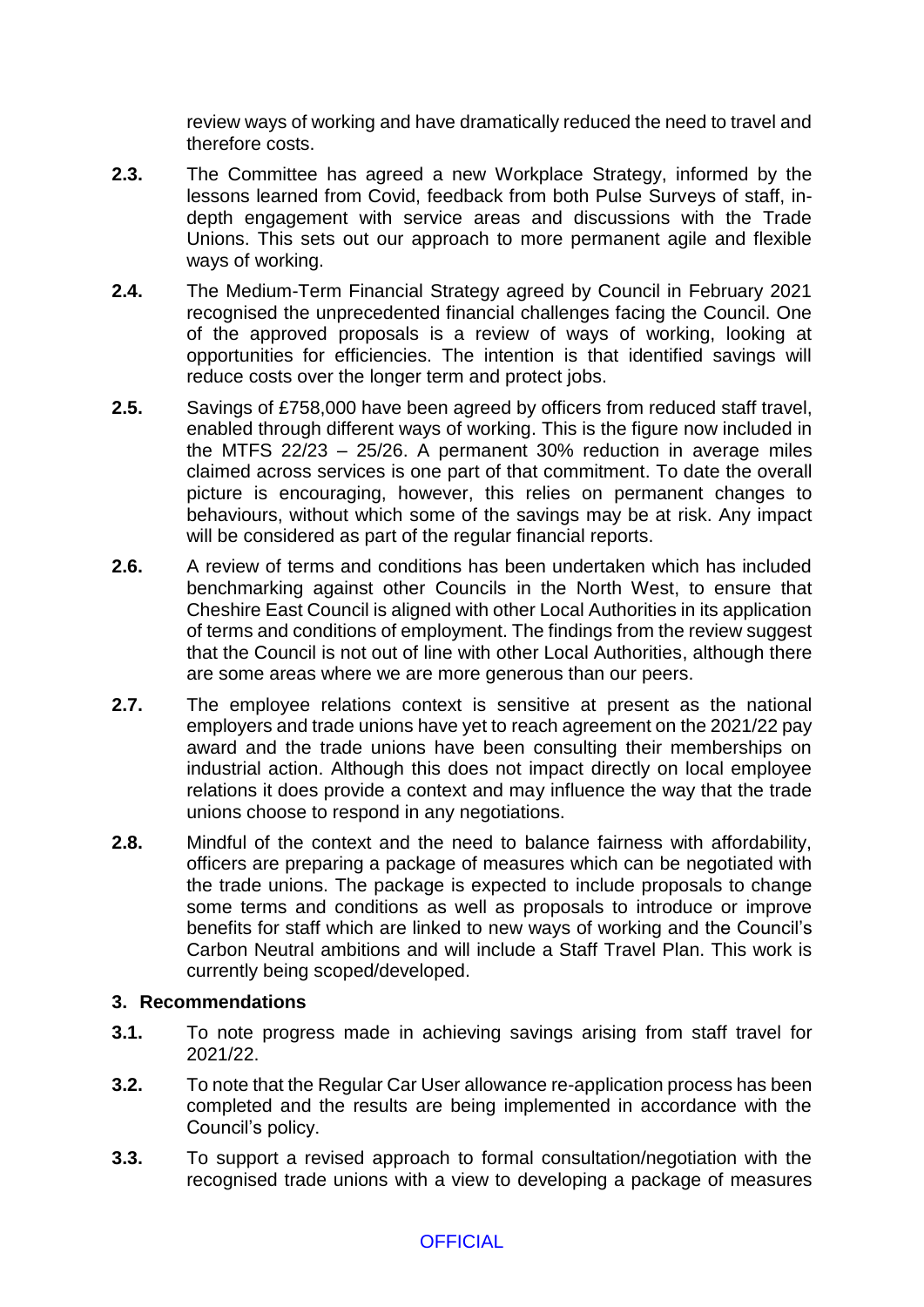review ways of working and have dramatically reduced the need to travel and therefore costs.

**2.3.** The Committee has agreed a new Workplace Strategy, informed by the lessons learned from Covid, feedback from both Pulse Surveys of staff, in-depth engagement with service areas and discussions with the Trade Unions. This sets out our approach to more permanent agile and flexible ways of working.

**2.4.** The Medium-Term Financial Strategy agreed by Council in February 2021 recognised the unprecedented financial challenges facing the Council. One of the approved proposals is a review of ways of working, looking at opportunities for efficiencies. The intention is that identified savings will reduce costs over the longer term and protect jobs.

**2.5.** Savings of £758,000 have been agreed by officers from reduced staff travel, enabled through different ways of working. This is the figure now included in the MTFS 22/23 – 25/26. A permanent 30% reduction in average miles claimed across services is one part of that commitment. To date the overall picture is encouraging, however, this relies on permanent changes to behaviours, without which some of the savings may be at risk. Any impact will be considered as part of the regular financial reports.

**2.6.** A review of terms and conditions has been undertaken which has included benchmarking against other Councils in the North West, to ensure that Cheshire East Council is aligned with other Local Authorities in its application of terms and conditions of employment. The findings from the review suggest that the Council is not out of line with other Local Authorities, although there are some areas where we are more generous than our peers.

**2.7.** The employee relations context is sensitive at present as the national employers and trade unions have yet to reach agreement on the 2021/22 pay award and the trade unions have been consulting their memberships on industrial action. Although this does not impact directly on local employee relations it does provide a context and may influence the way that the trade unions choose to respond in any negotiations.

**2.8.** Mindful of the context and the need to balance fairness with affordability, officers are preparing a package of measures which can be negotiated with the trade unions. The package is expected to include proposals to change some terms and conditions as well as proposals to introduce or improve benefits for staff which are linked to new ways of working and the Council's Carbon Neutral ambitions and will include a Staff Travel Plan. This work is currently being scoped/developed.

## 3. Recommendations

**3.1.** To note progress made in achieving savings arising from staff travel for 2021/22.

**3.2.** To note that the Regular Car User allowance re-application process has been completed and the results are being implemented in accordance with the Council's policy.

**3.3.** To support a revised approach to formal consultation/negotiation with the recognised trade unions with a view to developing a package of measures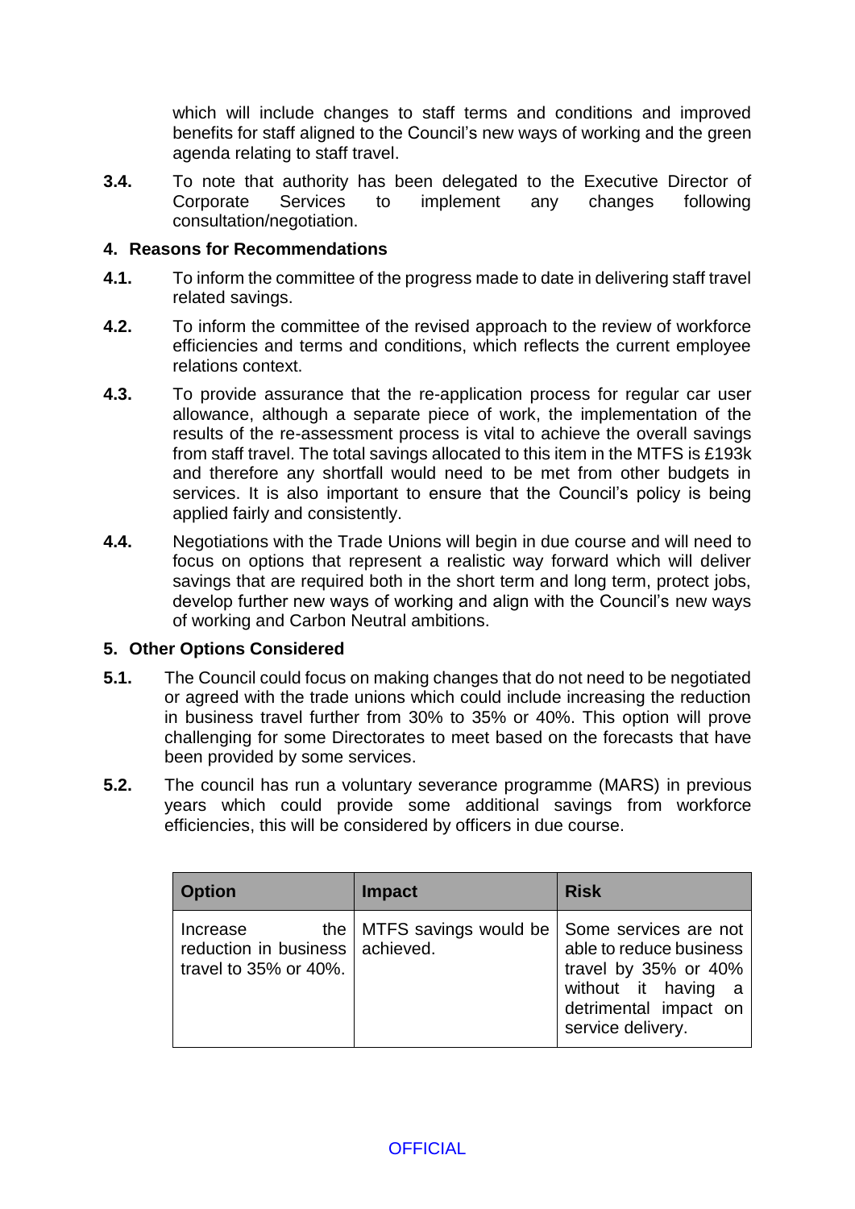which will include changes to staff terms and conditions and improved benefits for staff aligned to the Council's new ways of working and the green agenda relating to staff travel.

**3.4.** To note that authority has been delegated to the Executive Director of Corporate Services to implement any changes following consultation/negotiation.

## 4. Reasons for Recommendations

**4.1.** To inform the committee of the progress made to date in delivering staff travel related savings.

**4.2.** To inform the committee of the revised approach to the review of workforce efficiencies and terms and conditions, which reflects the current employee relations context.

**4.3.** To provide assurance that the re-application process for regular car user allowance, although a separate piece of work, the implementation of the results of the re-assessment process is vital to achieve the overall savings from staff travel. The total savings allocated to this item in the MTFS is £193k and therefore any shortfall would need to be met from other budgets in services. It is also important to ensure that the Council's policy is being applied fairly and consistently.

**4.4.** Negotiations with the Trade Unions will begin in due course and will need to focus on options that represent a realistic way forward which will deliver savings that are required both in the short term and long term, protect jobs, develop further new ways of working and align with the Council's new ways of working and Carbon Neutral ambitions.

## 5. Other Options Considered

**5.1.** The Council could focus on making changes that do not need to be negotiated or agreed with the trade unions which could include increasing the reduction in business travel further from 30% to 35% or 40%. This option will prove challenging for some Directorates to meet based on the forecasts that have been provided by some services.

**5.2.** The council has run a voluntary severance programme (MARS) in previous years which could provide some additional savings from workforce efficiencies, this will be considered by officers in due course.

| Option | Impact | Risk |
|---|---|---|
| Increase the reduction in business travel to 35% or 40%. | MTFS savings would be achieved. | Some services are not able to reduce business travel by 35% or 40% without it having a detrimental impact on service delivery. |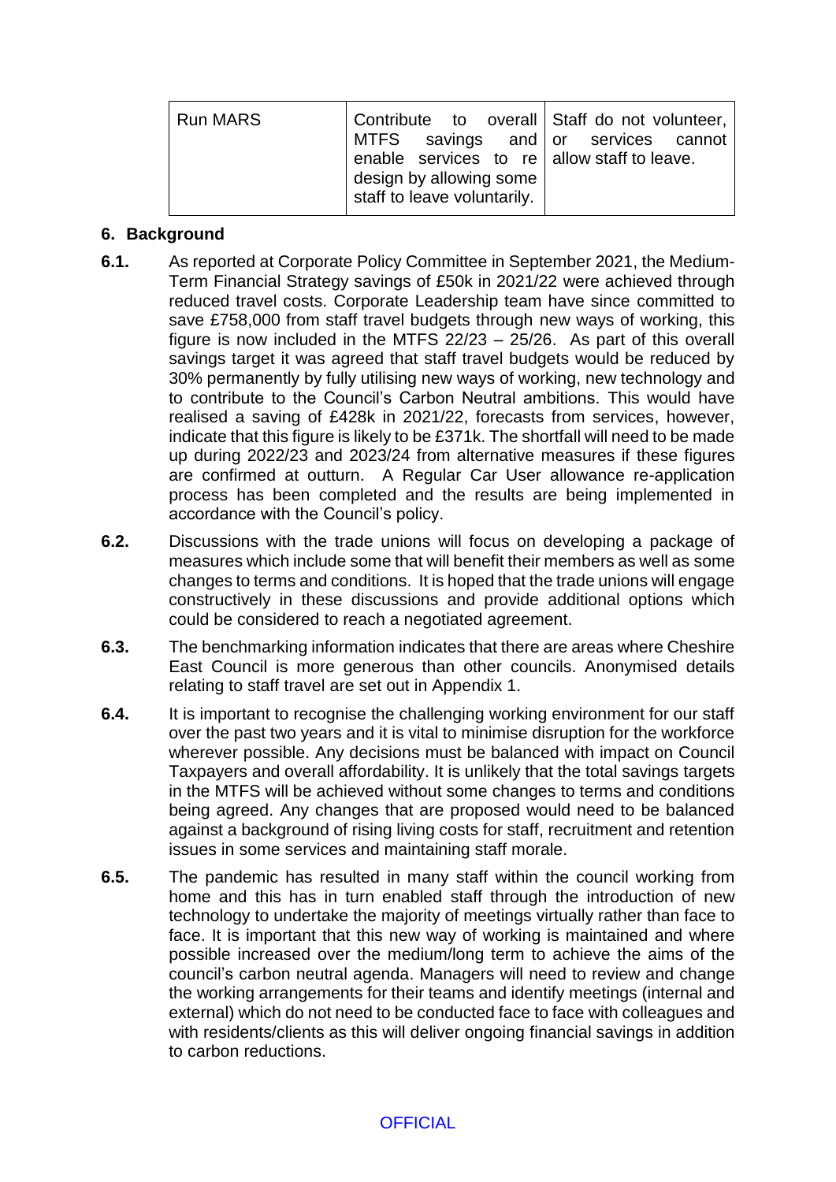| Run MARS | Contribute to overall MTFS savings and enable services to re design by allowing some staff to leave voluntarily. | Staff do not volunteer, or services cannot allow staff to leave. |
|---|---|---|

## 6. Background

**6.1.** As reported at Corporate Policy Committee in September 2021, the Medium-Term Financial Strategy savings of £50k in 2021/22 were achieved through reduced travel costs. Corporate Leadership team have since committed to save £758,000 from staff travel budgets through new ways of working, this figure is now included in the MTFS 22/23 – 25/26. As part of this overall savings target it was agreed that staff travel budgets would be reduced by 30% permanently by fully utilising new ways of working, new technology and to contribute to the Council's Carbon Neutral ambitions. This would have realised a saving of £428k in 2021/22, forecasts from services, however, indicate that this figure is likely to be £371k. The shortfall will need to be made up during 2022/23 and 2023/24 from alternative measures if these figures are confirmed at outturn. A Regular Car User allowance re-application process has been completed and the results are being implemented in accordance with the Council's policy.

**6.2.** Discussions with the trade unions will focus on developing a package of measures which include some that will benefit their members as well as some changes to terms and conditions. It is hoped that the trade unions will engage constructively in these discussions and provide additional options which could be considered to reach a negotiated agreement.

**6.3.** The benchmarking information indicates that there are areas where Cheshire East Council is more generous than other councils. Anonymised details relating to staff travel are set out in Appendix 1.

**6.4.** It is important to recognise the challenging working environment for our staff over the past two years and it is vital to minimise disruption for the workforce wherever possible. Any decisions must be balanced with impact on Council Taxpayers and overall affordability. It is unlikely that the total savings targets in the MTFS will be achieved without some changes to terms and conditions being agreed. Any changes that are proposed would need to be balanced against a background of rising living costs for staff, recruitment and retention issues in some services and maintaining staff morale.

**6.5.** The pandemic has resulted in many staff within the council working from home and this has in turn enabled staff through the introduction of new technology to undertake the majority of meetings virtually rather than face to face. It is important that this new way of working is maintained and where possible increased over the medium/long term to achieve the aims of the council's carbon neutral agenda. Managers will need to review and change the working arrangements for their teams and identify meetings (internal and external) which do not need to be conducted face to face with colleagues and with residents/clients as this will deliver ongoing financial savings in addition to carbon reductions.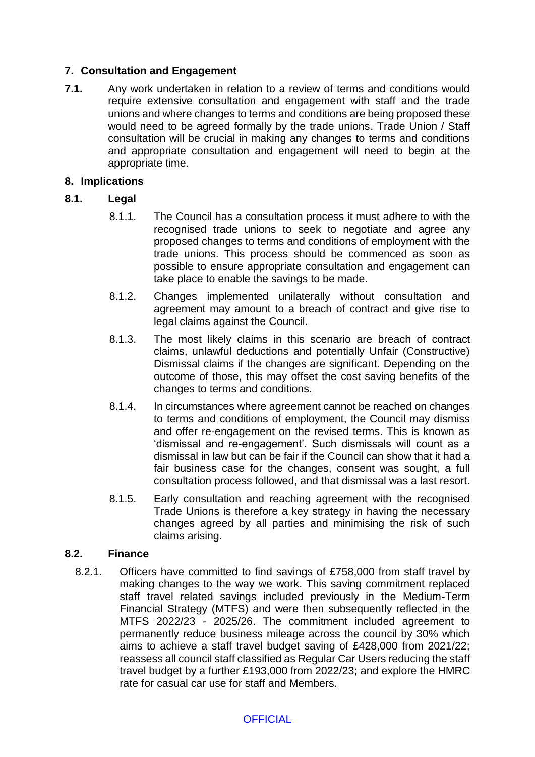## 7. Consultation and Engagement

**7.1.** Any work undertaken in relation to a review of terms and conditions would require extensive consultation and engagement with staff and the trade unions and where changes to terms and conditions are being proposed these would need to be agreed formally by the trade unions. Trade Union / Staff consultation will be crucial in making any changes to terms and conditions and appropriate consultation and engagement will need to begin at the appropriate time.

## 8. Implications

### 8.1. Legal

8.1.1. The Council has a consultation process it must adhere to with the recognised trade unions to seek to negotiate and agree any proposed changes to terms and conditions of employment with the trade unions. This process should be commenced as soon as possible to ensure appropriate consultation and engagement can take place to enable the savings to be made.

8.1.2. Changes implemented unilaterally without consultation and agreement may amount to a breach of contract and give rise to legal claims against the Council.

8.1.3. The most likely claims in this scenario are breach of contract claims, unlawful deductions and potentially Unfair (Constructive) Dismissal claims if the changes are significant. Depending on the outcome of those, this may offset the cost saving benefits of the changes to terms and conditions.

8.1.4. In circumstances where agreement cannot be reached on changes to terms and conditions of employment, the Council may dismiss and offer re-engagement on the revised terms. This is known as 'dismissal and re-engagement'. Such dismissals will count as a dismissal in law but can be fair if the Council can show that it had a fair business case for the changes, consent was sought, a full consultation process followed, and that dismissal was a last resort.

8.1.5. Early consultation and reaching agreement with the recognised Trade Unions is therefore a key strategy in having the necessary changes agreed by all parties and minimising the risk of such claims arising.

### 8.2. Finance

8.2.1. Officers have committed to find savings of £758,000 from staff travel by making changes to the way we work. This saving commitment replaced staff travel related savings included previously in the Medium-Term Financial Strategy (MTFS) and were then subsequently reflected in the MTFS 2022/23 - 2025/26. The commitment included agreement to permanently reduce business mileage across the council by 30% which aims to achieve a staff travel budget saving of £428,000 from 2021/22; reassess all council staff classified as Regular Car Users reducing the staff travel budget by a further £193,000 from 2022/23; and explore the HMRC rate for casual car use for staff and Members.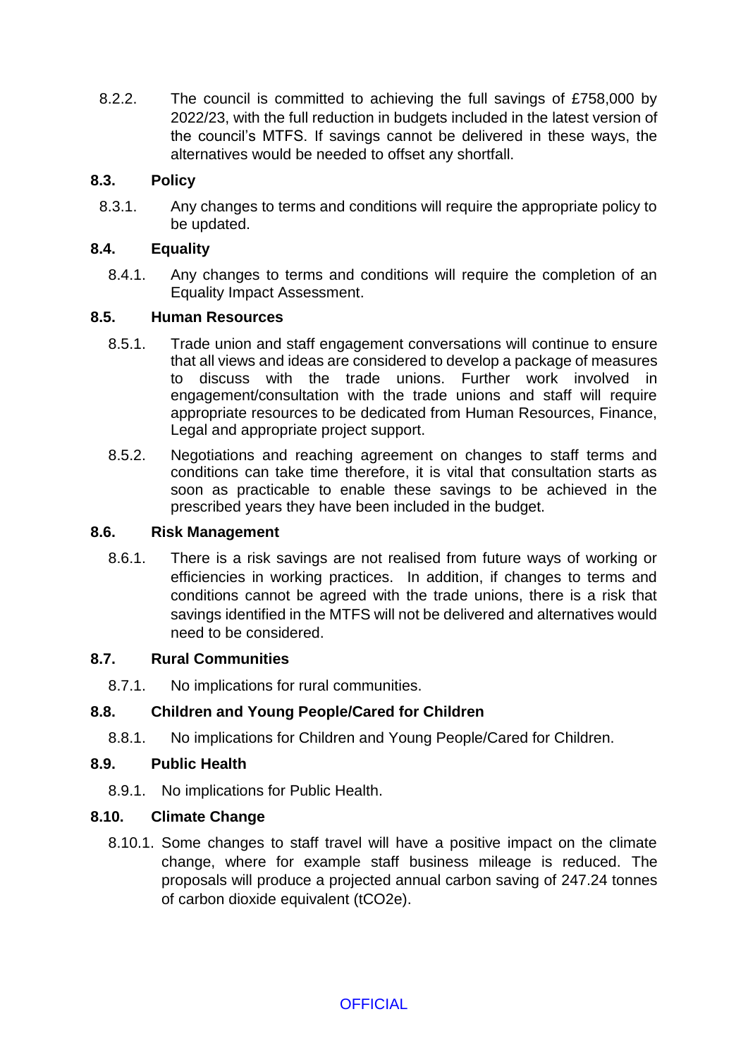8.2.2. The council is committed to achieving the full savings of £758,000 by 2022/23, with the full reduction in budgets included in the latest version of the council's MTFS. If savings cannot be delivered in these ways, the alternatives would be needed to offset any shortfall.

### 8.3. Policy

8.3.1. Any changes to terms and conditions will require the appropriate policy to be updated.

### 8.4. Equality

8.4.1. Any changes to terms and conditions will require the completion of an Equality Impact Assessment.

### 8.5. Human Resources

8.5.1. Trade union and staff engagement conversations will continue to ensure that all views and ideas are considered to develop a package of measures to discuss with the trade unions. Further work involved in engagement/consultation with the trade unions and staff will require appropriate resources to be dedicated from Human Resources, Finance, Legal and appropriate project support.

8.5.2. Negotiations and reaching agreement on changes to staff terms and conditions can take time therefore, it is vital that consultation starts as soon as practicable to enable these savings to be achieved in the prescribed years they have been included in the budget.

### 8.6. Risk Management

8.6.1. There is a risk savings are not realised from future ways of working or efficiencies in working practices. In addition, if changes to terms and conditions cannot be agreed with the trade unions, there is a risk that savings identified in the MTFS will not be delivered and alternatives would need to be considered.

### 8.7. Rural Communities

8.7.1. No implications for rural communities.

### 8.8. Children and Young People/Cared for Children

8.8.1. No implications for Children and Young People/Cared for Children.

### 8.9. Public Health

8.9.1. No implications for Public Health.

### 8.10. Climate Change

8.10.1. Some changes to staff travel will have a positive impact on the climate change, where for example staff business mileage is reduced. The proposals will produce a projected annual carbon saving of 247.24 tonnes of carbon dioxide equivalent ($tCO_2e$).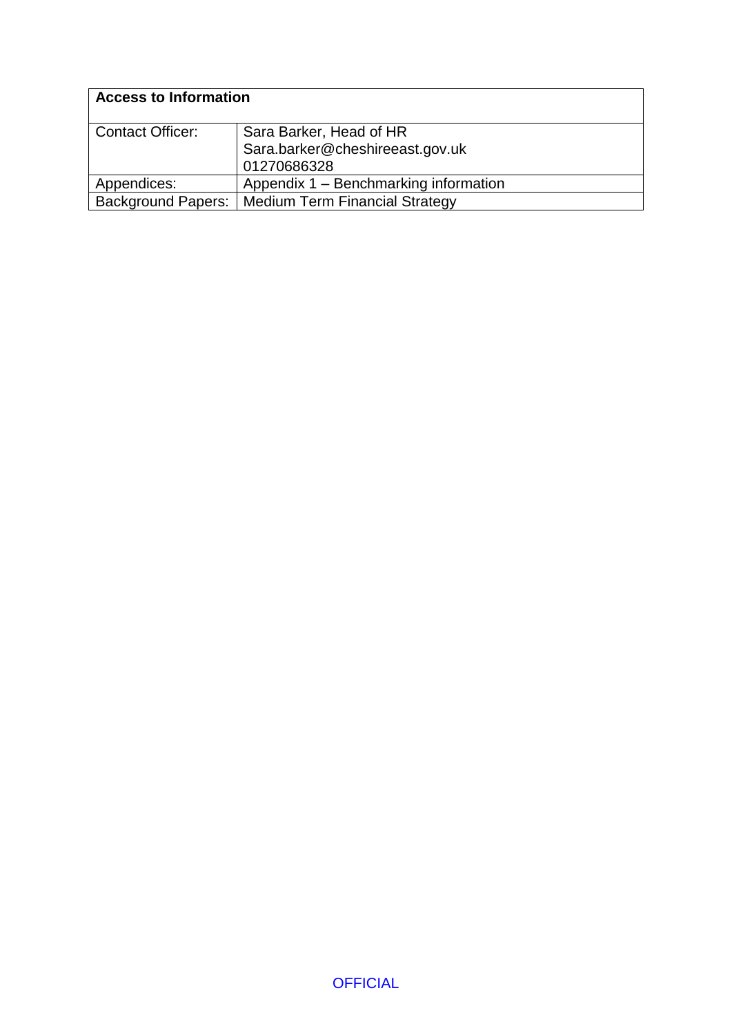| **Access to Information** | |
|---|---|
| Contact Officer: | Sara Barker, Head of HR<br>Sara.barker@cheshireeast.gov.uk<br>01270686328 |
| Appendices: | Appendix 1 – Benchmarking information |
| Background Papers: | Medium Term Financial Strategy |

OFFICIAL